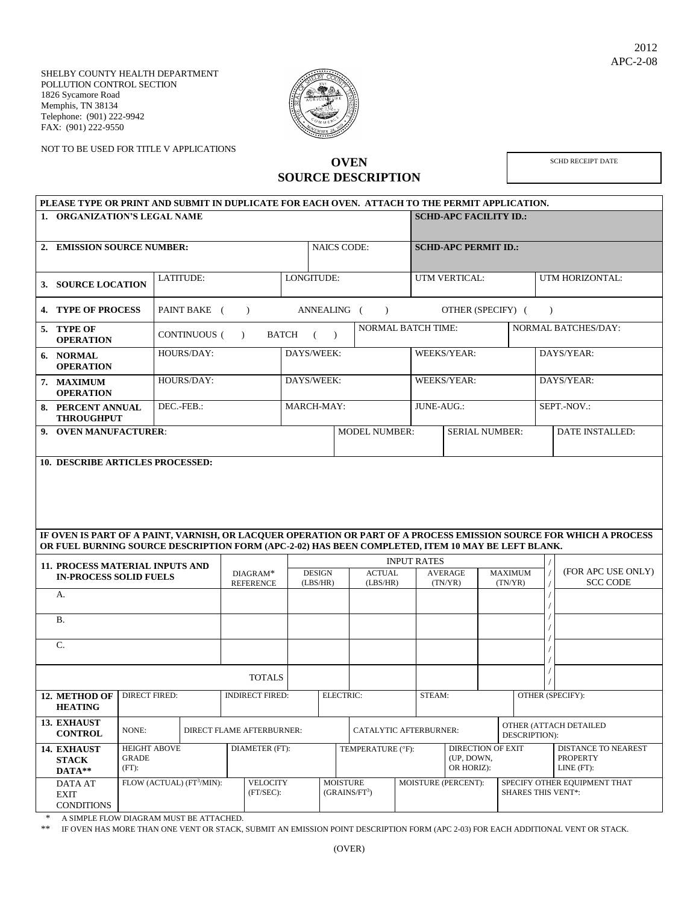2012
APC-2-08

SHELBY COUNTY HEALTH DEPARTMENT
POLLUTION CONTROL SECTION
1826 Sycamore Road
Memphis, TN 38134
Telephone: (901) 222-9942
FAX: (901) 222-9550

NOT TO BE USED FOR TITLE V APPLICATIONS

# OVEN SOURCE DESCRIPTION

| SCHD RECEIPT DATE |
|---|
| |

**PLEASE TYPE OR PRINT AND SUBMIT IN DUPLICATE FOR EACH OVEN. ATTACH TO THE PERMIT APPLICATION.**

| | | | |
|---|---|---|---|
| **1. ORGANIZATION'S LEGAL NAME** | | **SCHD-APC FACILITY ID.:** | |
| **2. EMISSION SOURCE NUMBER:** | NAICS CODE: | **SCHD-APC PERMIT ID.:** | |
| **3. SOURCE LOCATION** LATITUDE: | LONGITUDE: | UTM VERTICAL: | UTM HORIZONTAL: |
| **4. TYPE OF PROCESS** PAINT BAKE ( ) | ANNEALING ( ) | OTHER (SPECIFY) ( ) | |
| **5. TYPE OF OPERATION** CONTINUOUS ( ) BATCH ( ) | NORMAL BATCH TIME: | | NORMAL BATCHES/DAY: |
| **6. NORMAL OPERATION** HOURS/DAY: | DAYS/WEEK: | WEEKS/YEAR: | DAYS/YEAR: |
| **7. MAXIMUM OPERATION** HOURS/DAY: | DAYS/WEEK: | WEEKS/YEAR: | DAYS/YEAR: |
| **8. PERCENT ANNUAL THROUGHPUT** DEC.-FEB.: | MARCH-MAY: | JUNE-AUG.: | SEPT.-NOV.: |
| **9. OVEN MANUFACTURER**: | MODEL NUMBER: | SERIAL NUMBER: | DATE INSTALLED: |

**10. DESCRIBE ARTICLES PROCESSED:**

**IF OVEN IS PART OF A PAINT, VARNISH, OR LACQUER OPERATION OR PART OF A PROCESS EMISSION SOURCE FOR WHICH A PROCESS OR FUEL BURNING SOURCE DESCRIPTION FORM (APC-2-02) HAS BEEN COMPLETED, ITEM 10 MAY BE LEFT BLANK.**

| **11. PROCESS MATERIAL INPUTS AND IN-PROCESS SOLID FUELS** | DIAGRAM* REFERENCE | INPUT RATES DESIGN (LBS/HR) | ACTUAL (LBS/HR) | AVERAGE (TN/YR) | MAXIMUM (TN/YR) | (FOR APC USE ONLY) SCC CODE |
|---|---|---|---|---|---|---|
| A. | | | | | | |
| B. | | | | | | |
| C. | | | | | | |
| TOTALS | | | | | | |

| | | | | | |
|---|---|---|---|---|---|
| **12. METHOD OF HEATING** | DIRECT FIRED: | INDIRECT FIRED: | ELECTRIC: | STEAM: | OTHER (SPECIFY): |
| **13. EXHAUST CONTROL** | NONE: | DIRECT FLAME AFTERBURNER: | CATALYTIC AFTERBURNER: | OTHER (ATTACH DETAILED DESCRIPTION): | |
| **14. EXHAUST STACK DATA\*\*** | HEIGHT ABOVE GRADE (FT): | DIAMETER (FT): | TEMPERATURE (°F): | DIRECTION OF EXIT (UP, DOWN, OR HORIZ): | DISTANCE TO NEAREST PROPERTY LINE (FT): |
| DATA AT EXIT CONDITIONS | FLOW (ACTUAL) ($FT^3$/MIN): | VELOCITY (FT/SEC): | MOISTURE (GRAINS/$FT^3$) | MOISTURE (PERCENT): | SPECIFY OTHER EQUIPMENT THAT SHARES THIS VENT*: |

\* A SIMPLE FLOW DIAGRAM MUST BE ATTACHED.

\*\* IF OVEN HAS MORE THAN ONE VENT OR STACK, SUBMIT AN EMISSION POINT DESCRIPTION FORM (APC 2-03) FOR EACH ADDITIONAL VENT OR STACK.

(OVER)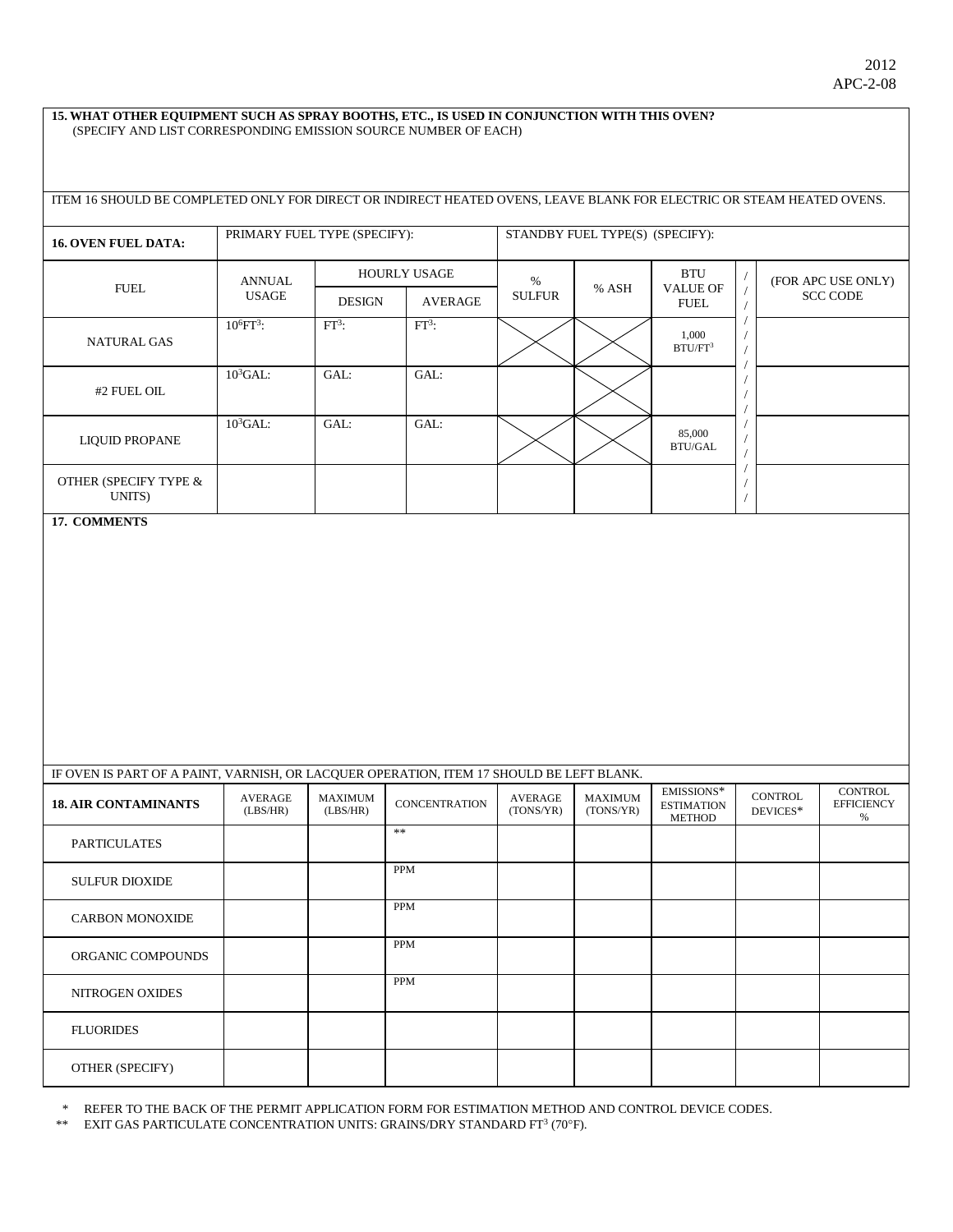2012
APC-2-08

**15. WHAT OTHER EQUIPMENT SUCH AS SPRAY BOOTHS, ETC., IS USED IN CONJUNCTION WITH THIS OVEN?**
(SPECIFY AND LIST CORRESPONDING EMISSION SOURCE NUMBER OF EACH)

ITEM 16 SHOULD BE COMPLETED ONLY FOR DIRECT OR INDIRECT HEATED OVENS, LEAVE BLANK FOR ELECTRIC OR STEAM HEATED OVENS.

| **16. OVEN FUEL DATA:** | PRIMARY FUEL TYPE (SPECIFY): | | | STANDBY FUEL TYPE(S) (SPECIFY): | | | |
|---|---|---|---|---|---|---|---|
| FUEL | ANNUAL USAGE | HOURLY USAGE | | % SULFUR | % ASH | BTU VALUE OF FUEL | (FOR APC USE ONLY) SCC CODE |
| | | DESIGN | AVERAGE | | | | |
| NATURAL GAS | $10^6 FT^3$: | $FT^3$: | $FT^3$: | | | 1,000 $BTU/FT^3$ | |
| #2 FUEL OIL | $10^3$GAL: | GAL: | GAL: | | | | |
| LIQUID PROPANE | $10^3$GAL: | GAL: | GAL: | | | 85,000 BTU/GAL | |
| OTHER (SPECIFY TYPE & UNITS) | | | | | | | |

**17. COMMENTS**

IF OVEN IS PART OF A PAINT, VARNISH, OR LACQUER OPERATION, ITEM 17 SHOULD BE LEFT BLANK.

| **18. AIR CONTAMINANTS** | AVERAGE (LBS/HR) | MAXIMUM (LBS/HR) | CONCENTRATION | AVERAGE (TONS/YR) | MAXIMUM (TONS/YR) | EMISSIONS* ESTIMATION METHOD | CONTROL DEVICES* | CONTROL EFFICIENCY % |
|---|---|---|---|---|---|---|---|---|
| PARTICULATES | | | ** | | | | | |
| SULFUR DIOXIDE | | | PPM | | | | | |
| CARBON MONOXIDE | | | PPM | | | | | |
| ORGANIC COMPOUNDS | | | PPM | | | | | |
| NITROGEN OXIDES | | | PPM | | | | | |
| FLUORIDES | | | | | | | | |
| OTHER (SPECIFY) | | | | | | | | |

\* REFER TO THE BACK OF THE PERMIT APPLICATION FORM FOR ESTIMATION METHOD AND CONTROL DEVICE CODES.

** EXIT GAS PARTICULATE CONCENTRATION UNITS: GRAINS/DRY STANDARD $FT^3$ (70°F).